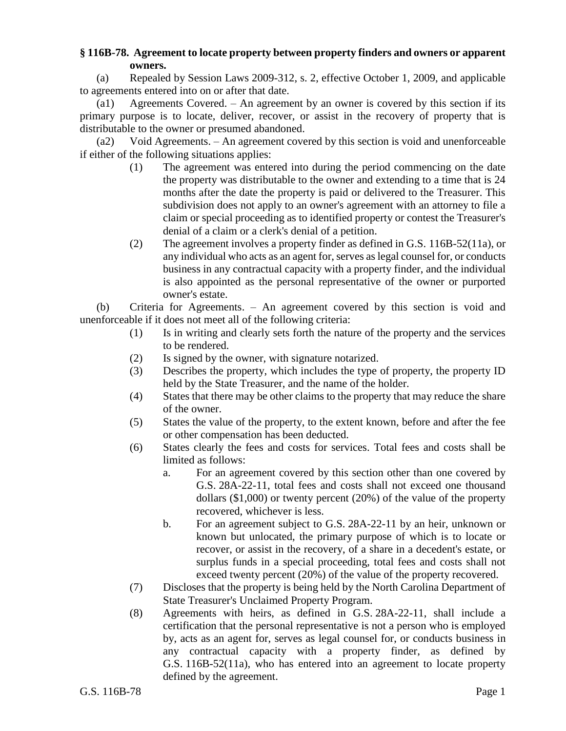**§ 116B-78. Agreement to locate property between property finders and owners or apparent owners.**

(a) Repealed by Session Laws 2009-312, s. 2, effective October 1, 2009, and applicable to agreements entered into on or after that date.

(a1) Agreements Covered. – An agreement by an owner is covered by this section if its primary purpose is to locate, deliver, recover, or assist in the recovery of property that is distributable to the owner or presumed abandoned.

(a2) Void Agreements. – An agreement covered by this section is void and unenforceable if either of the following situations applies:

- (1) The agreement was entered into during the period commencing on the date the property was distributable to the owner and extending to a time that is 24 months after the date the property is paid or delivered to the Treasurer. This subdivision does not apply to an owner's agreement with an attorney to file a claim or special proceeding as to identified property or contest the Treasurer's denial of a claim or a clerk's denial of a petition.
- (2) The agreement involves a property finder as defined in G.S. 116B-52(11a), or any individual who acts as an agent for, serves as legal counsel for, or conducts business in any contractual capacity with a property finder, and the individual is also appointed as the personal representative of the owner or purported owner's estate.

(b) Criteria for Agreements. – An agreement covered by this section is void and unenforceable if it does not meet all of the following criteria:

- (1) Is in writing and clearly sets forth the nature of the property and the services to be rendered.
- (2) Is signed by the owner, with signature notarized.
- (3) Describes the property, which includes the type of property, the property ID held by the State Treasurer, and the name of the holder.
- (4) States that there may be other claims to the property that may reduce the share of the owner.
- (5) States the value of the property, to the extent known, before and after the fee or other compensation has been deducted.
- (6) States clearly the fees and costs for services. Total fees and costs shall be limited as follows:
  - a. For an agreement covered by this section other than one covered by G.S. 28A-22-11, total fees and costs shall not exceed one thousand dollars ($1,000) or twenty percent (20%) of the value of the property recovered, whichever is less.
  - b. For an agreement subject to G.S. 28A-22-11 by an heir, unknown or known but unlocated, the primary purpose of which is to locate or recover, or assist in the recovery, of a share in a decedent's estate, or surplus funds in a special proceeding, total fees and costs shall not exceed twenty percent (20%) of the value of the property recovered.
- (7) Discloses that the property is being held by the North Carolina Department of State Treasurer's Unclaimed Property Program.
- (8) Agreements with heirs, as defined in G.S. 28A-22-11, shall include a certification that the personal representative is not a person who is employed by, acts as an agent for, serves as legal counsel for, or conducts business in any contractual capacity with a property finder, as defined by G.S. 116B-52(11a), who has entered into an agreement to locate property defined by the agreement.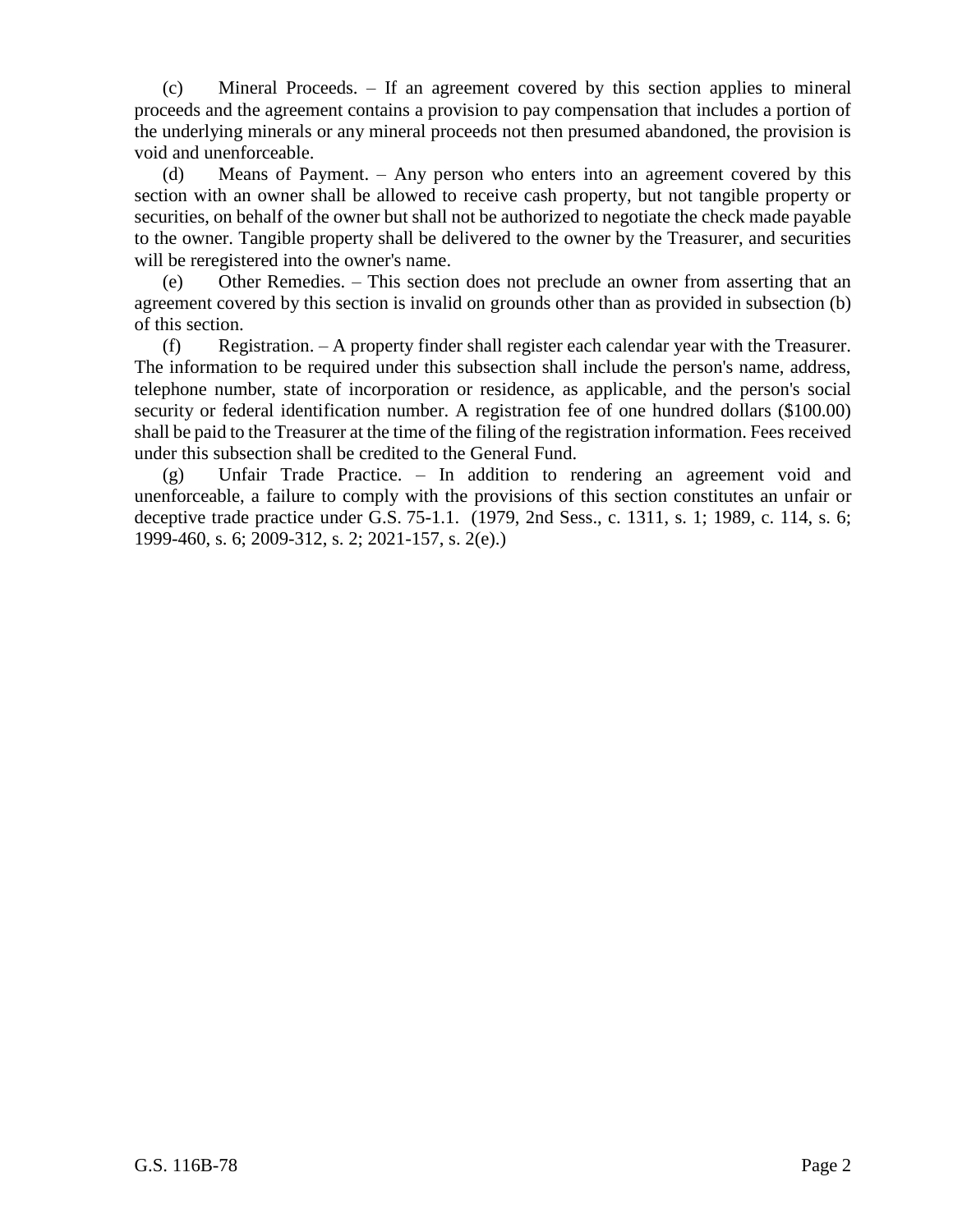(c) Mineral Proceeds. – If an agreement covered by this section applies to mineral proceeds and the agreement contains a provision to pay compensation that includes a portion of the underlying minerals or any mineral proceeds not then presumed abandoned, the provision is void and unenforceable.

(d) Means of Payment. – Any person who enters into an agreement covered by this section with an owner shall be allowed to receive cash property, but not tangible property or securities, on behalf of the owner but shall not be authorized to negotiate the check made payable to the owner. Tangible property shall be delivered to the owner by the Treasurer, and securities will be reregistered into the owner's name.

(e) Other Remedies. – This section does not preclude an owner from asserting that an agreement covered by this section is invalid on grounds other than as provided in subsection (b) of this section.

(f) Registration. – A property finder shall register each calendar year with the Treasurer. The information to be required under this subsection shall include the person's name, address, telephone number, state of incorporation or residence, as applicable, and the person's social security or federal identification number. A registration fee of one hundred dollars ($100.00) shall be paid to the Treasurer at the time of the filing of the registration information. Fees received under this subsection shall be credited to the General Fund.

(g) Unfair Trade Practice. – In addition to rendering an agreement void and unenforceable, a failure to comply with the provisions of this section constitutes an unfair or deceptive trade practice under G.S. 75-1.1. (1979, 2nd Sess., c. 1311, s. 1; 1989, c. 114, s. 6; 1999-460, s. 6; 2009-312, s. 2; 2021-157, s. 2(e).)